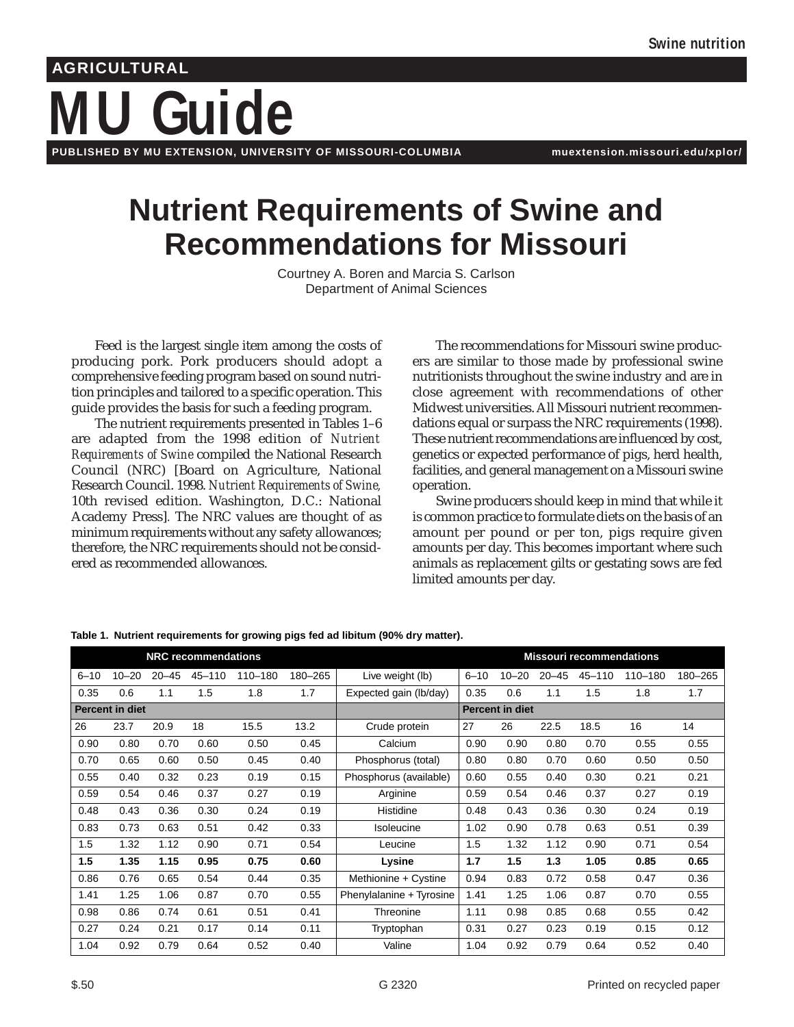AGRICULTURAL

# MU Guide

PUBLISHED BY MU EXTENSION, UNIVERSITY OF MISSOURI-COLUMBIA muextension.missouri.edu/xplor/

# Nutrient Requirements of Swine and Recommendations for Missouri

Courtney A. Boren and Marcia S. Carlson
Department of Animal Sciences

Feed is the largest single item among the costs of producing pork. Pork producers should adopt a comprehensive feeding program based on sound nutrition principles and tailored to a specific operation. This guide provides the basis for such a feeding program.

The nutrient requirements presented in Tables 1–6 are adapted from the 1998 edition of *Nutrient Requirements of Swine* compiled the National Research Council (NRC) [Board on Agriculture, National Research Council. 1998. *Nutrient Requirements of Swine,* 10th revised edition. Washington, D.C.: National Academy Press]. The NRC values are thought of as minimum requirements without any safety allowances; therefore, the NRC requirements should not be considered as recommended allowances.

The recommendations for Missouri swine producers are similar to those made by professional swine nutritionists throughout the swine industry and are in close agreement with recommendations of other Midwest universities. All Missouri nutrient recommendations equal or surpass the NRC requirements (1998). These nutrient recommendations are influenced by cost, genetics or expected performance of pigs, herd health, facilities, and general management on a Missouri swine operation.

Swine producers should keep in mind that while it is common practice to formulate diets on the basis of an amount per pound or per ton, pigs require given amounts per day. This becomes important where such animals as replacement gilts or gestating sows are fed limited amounts per day.

**Table 1. Nutrient requirements for growing pigs fed ad libitum (90% dry matter).**

| NRC recommendations | | | | | | | Missouri recommendations | | | | | |
|---|---|---|---|---|---|---|---|---|---|---|---|---|
| 6–10 | 10–20 | 20–45 | 45–110 | 110–180 | 180–265 | Live weight (lb) | 6–10 | 10–20 | 20–45 | 45–110 | 110–180 | 180–265 |
| 0.35 | 0.6 | 1.1 | 1.5 | 1.8 | 1.7 | Expected gain (lb/day) | 0.35 | 0.6 | 1.1 | 1.5 | 1.8 | 1.7 |
| **Percent in diet** | | | | | | | **Percent in diet** | | | | | |
| 26 | 23.7 | 20.9 | 18 | 15.5 | 13.2 | Crude protein | 27 | 26 | 22.5 | 18.5 | 16 | 14 |
| 0.90 | 0.80 | 0.70 | 0.60 | 0.50 | 0.45 | Calcium | 0.90 | 0.90 | 0.80 | 0.70 | 0.55 | 0.55 |
| 0.70 | 0.65 | 0.60 | 0.50 | 0.45 | 0.40 | Phosphorus (total) | 0.80 | 0.80 | 0.70 | 0.60 | 0.50 | 0.50 |
| 0.55 | 0.40 | 0.32 | 0.23 | 0.19 | 0.15 | Phosphorus (available) | 0.60 | 0.55 | 0.40 | 0.30 | 0.21 | 0.21 |
| 0.59 | 0.54 | 0.46 | 0.37 | 0.27 | 0.19 | Arginine | 0.59 | 0.54 | 0.46 | 0.37 | 0.27 | 0.19 |
| 0.48 | 0.43 | 0.36 | 0.30 | 0.24 | 0.19 | Histidine | 0.48 | 0.43 | 0.36 | 0.30 | 0.24 | 0.19 |
| 0.83 | 0.73 | 0.63 | 0.51 | 0.42 | 0.33 | Isoleucine | 1.02 | 0.90 | 0.78 | 0.63 | 0.51 | 0.39 |
| 1.5 | 1.32 | 1.12 | 0.90 | 0.71 | 0.54 | Leucine | 1.5 | 1.32 | 1.12 | 0.90 | 0.71 | 0.54 |
| **1.5** | **1.35** | **1.15** | **0.95** | **0.75** | **0.60** | **Lysine** | **1.7** | **1.5** | **1.3** | **1.05** | **0.85** | **0.65** |
| 0.86 | 0.76 | 0.65 | 0.54 | 0.44 | 0.35 | Methionine + Cystine | 0.94 | 0.83 | 0.72 | 0.58 | 0.47 | 0.36 |
| 1.41 | 1.25 | 1.06 | 0.87 | 0.70 | 0.55 | Phenylalanine + Tyrosine | 1.41 | 1.25 | 1.06 | 0.87 | 0.70 | 0.55 |
| 0.98 | 0.86 | 0.74 | 0.61 | 0.51 | 0.41 | Threonine | 1.11 | 0.98 | 0.85 | 0.68 | 0.55 | 0.42 |
| 0.27 | 0.24 | 0.21 | 0.17 | 0.14 | 0.11 | Tryptophan | 0.31 | 0.27 | 0.23 | 0.19 | 0.15 | 0.12 |
| 1.04 | 0.92 | 0.79 | 0.64 | 0.52 | 0.40 | Valine | 1.04 | 0.92 | 0.79 | 0.64 | 0.52 | 0.40 |

$.50 G 2320 Printed on recycled paper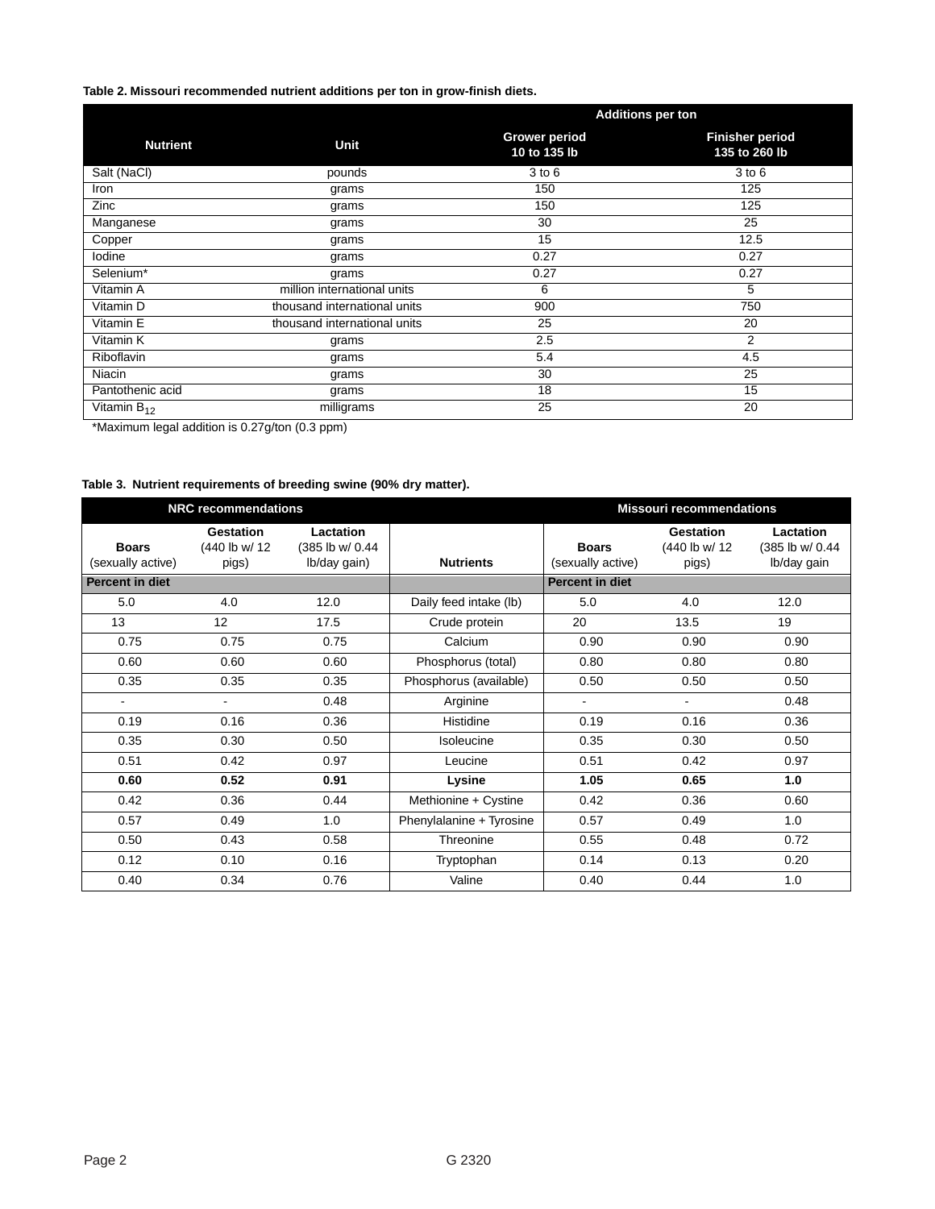**Table 2. Missouri recommended nutrient additions per ton in grow-finish diets.**

| Nutrient | Unit | Additions per ton | |
|---|---|---|---|
| | | Grower period 10 to 135 lb | Finisher period 135 to 260 lb |
| Salt (NaCl) | pounds | 3 to 6 | 3 to 6 |
| Iron | grams | 150 | 125 |
| Zinc | grams | 150 | 125 |
| Manganese | grams | 30 | 25 |
| Copper | grams | 15 | 12.5 |
| Iodine | grams | 0.27 | 0.27 |
| Selenium* | grams | 0.27 | 0.27 |
| Vitamin A | million international units | 6 | 5 |
| Vitamin D | thousand international units | 900 | 750 |
| Vitamin E | thousand international units | 25 | 20 |
| Vitamin K | grams | 2.5 | 2 |
| Riboflavin | grams | 5.4 | 4.5 |
| Niacin | grams | 30 | 25 |
| Pantothenic acid | grams | 18 | 15 |
| Vitamin $B_{12}$ | milligrams | 25 | 20 |

*Maximum legal addition is 0.27g/ton (0.3 ppm)

**Table 3. Nutrient requirements of breeding swine (90% dry matter).**

| NRC recommendations | | | | Missouri recommendations | | |
|---|---|---|---|---|---|---|
| Boars (sexually active) | Gestation (440 lb w/ 12 pigs) | Lactation (385 lb w/ 0.44 lb/day gain) | Nutrients | Boars (sexually active) | Gestation (440 lb w/ 12 pigs) | Lactation (385 lb w/ 0.44 lb/day gain |
| **Percent in diet** | | | | **Percent in diet** | | |
| 5.0 | 4.0 | 12.0 | Daily feed intake (lb) | 5.0 | 4.0 | 12.0 |
| 13 | 12 | 17.5 | Crude protein | 20 | 13.5 | 19 |
| 0.75 | 0.75 | 0.75 | Calcium | 0.90 | 0.90 | 0.90 |
| 0.60 | 0.60 | 0.60 | Phosphorus (total) | 0.80 | 0.80 | 0.80 |
| 0.35 | 0.35 | 0.35 | Phosphorus (available) | 0.50 | 0.50 | 0.50 |
| - | - | 0.48 | Arginine | - | - | 0.48 |
| 0.19 | 0.16 | 0.36 | Histidine | 0.19 | 0.16 | 0.36 |
| 0.35 | 0.30 | 0.50 | Isoleucine | 0.35 | 0.30 | 0.50 |
| 0.51 | 0.42 | 0.97 | Leucine | 0.51 | 0.42 | 0.97 |
| **0.60** | **0.52** | **0.91** | **Lysine** | **1.05** | **0.65** | **1.0** |
| 0.42 | 0.36 | 0.44 | Methionine + Cystine | 0.42 | 0.36 | 0.60 |
| 0.57 | 0.49 | 1.0 | Phenylalanine + Tyrosine | 0.57 | 0.49 | 1.0 |
| 0.50 | 0.43 | 0.58 | Threonine | 0.55 | 0.48 | 0.72 |
| 0.12 | 0.10 | 0.16 | Tryptophan | 0.14 | 0.13 | 0.20 |
| 0.40 | 0.34 | 0.76 | Valine | 0.40 | 0.44 | 1.0 |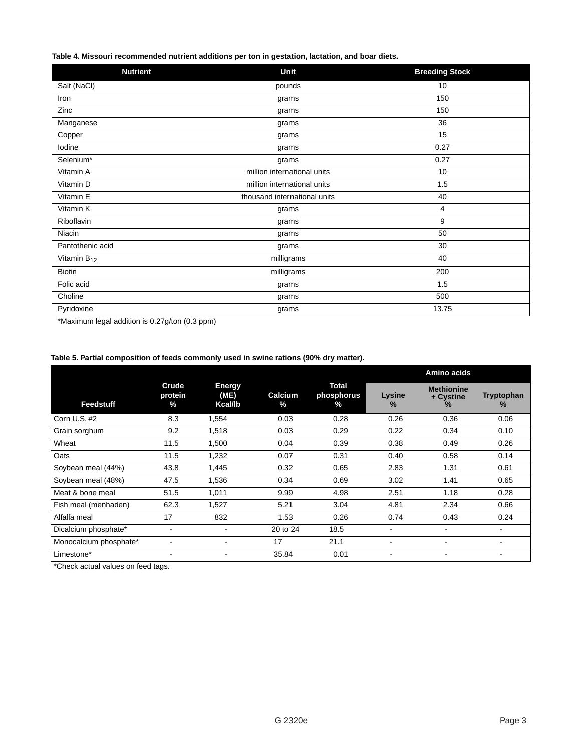**Table 4. Missouri recommended nutrient additions per ton in gestation, lactation, and boar diets.**

| Nutrient | Unit | Breeding Stock |
| --- | --- | --- |
| Salt (NaCl) | pounds | 10 |
| Iron | grams | 150 |
| Zinc | grams | 150 |
| Manganese | grams | 36 |
| Copper | grams | 15 |
| Iodine | grams | 0.27 |
| Selenium* | grams | 0.27 |
| Vitamin A | million international units | 10 |
| Vitamin D | million international units | 1.5 |
| Vitamin E | thousand international units | 40 |
| Vitamin K | grams | 4 |
| Riboflavin | grams | 9 |
| Niacin | grams | 50 |
| Pantothenic acid | grams | 30 |
| Vitamin $B_{12}$ | milligrams | 40 |
| Biotin | milligrams | 200 |
| Folic acid | grams | 1.5 |
| Choline | grams | 500 |
| Pyridoxine | grams | 13.75 |

*Maximum legal addition is 0.27g/ton (0.3 ppm)

**Table 5. Partial composition of feeds commonly used in swine rations (90% dry matter).**

| | | | | | Amino acids | | |
| --- | --- | --- | --- | --- | --- | --- | --- |
| Feedstuff | Crude protein % | Energy (ME) Kcal/lb | Calcium % | Total phosphorus % | Lysine % | Methionine + Cystine % | Tryptophan % |
| Corn U.S. #2 | 8.3 | 1,554 | 0.03 | 0.28 | 0.26 | 0.36 | 0.06 |
| Grain sorghum | 9.2 | 1,518 | 0.03 | 0.29 | 0.22 | 0.34 | 0.10 |
| Wheat | 11.5 | 1,500 | 0.04 | 0.39 | 0.38 | 0.49 | 0.26 |
| Oats | 11.5 | 1,232 | 0.07 | 0.31 | 0.40 | 0.58 | 0.14 |
| Soybean meal (44%) | 43.8 | 1,445 | 0.32 | 0.65 | 2.83 | 1.31 | 0.61 |
| Soybean meal (48%) | 47.5 | 1,536 | 0.34 | 0.69 | 3.02 | 1.41 | 0.65 |
| Meat & bone meal | 51.5 | 1,011 | 9.99 | 4.98 | 2.51 | 1.18 | 0.28 |
| Fish meal (menhaden) | 62.3 | 1,527 | 5.21 | 3.04 | 4.81 | 2.34 | 0.66 |
| Alfalfa meal | 17 | 832 | 1.53 | 0.26 | 0.74 | 0.43 | 0.24 |
| Dicalcium phosphate* | - | - | 20 to 24 | 18.5 | - | - | - |
| Monocalcium phosphate* | - | - | 17 | 21.1 | - | - | - |
| Limestone* | - | - | 35.84 | 0.01 | - | - | - |

*Check actual values on feed tags.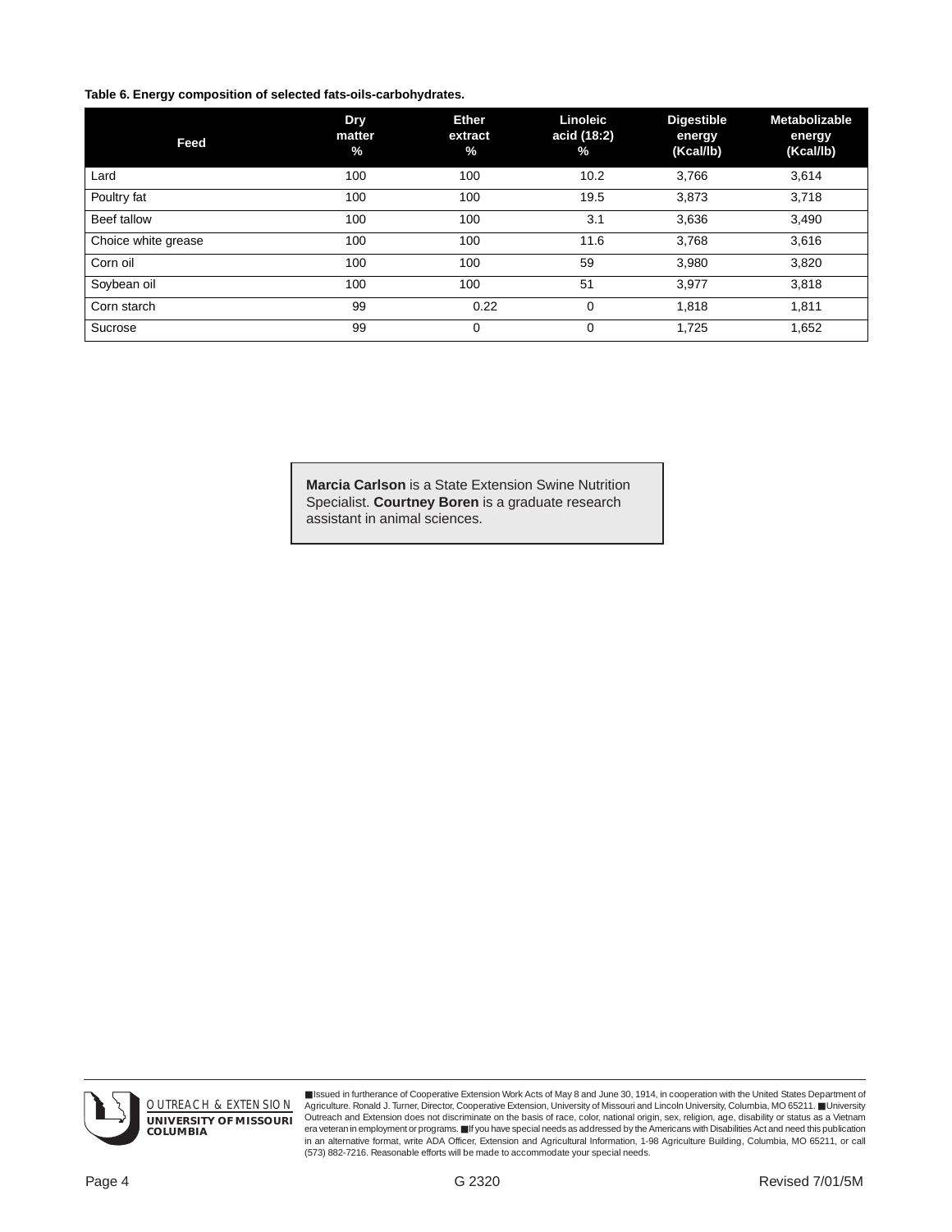**Table 6. Energy composition of selected fats-oils-carbohydrates.**

| Feed | Dry matter % | Ether extract % | Linoleic acid (18:2) % | Digestible energy (Kcal/lb) | Metabolizable energy (Kcal/lb) |
|---|---|---|---|---|---|
| Lard | 100 | 100 | 10.2 | 3,766 | 3,614 |
| Poultry fat | 100 | 100 | 19.5 | 3,873 | 3,718 |
| Beef tallow | 100 | 100 | 3.1 | 3,636 | 3,490 |
| Choice white grease | 100 | 100 | 11.6 | 3,768 | 3,616 |
| Corn oil | 100 | 100 | 59 | 3,980 | 3,820 |
| Soybean oil | 100 | 100 | 51 | 3,977 | 3,818 |
| Corn starch | 99 | 0.22 | 0 | 1,818 | 1,811 |
| Sucrose | 99 | 0 | 0 | 1,725 | 1,652 |

**Marcia Carlson** is a State Extension Swine Nutrition Specialist. **Courtney Boren** is a graduate research assistant in animal sciences.

OUTREACH & EXTENSION
UNIVERSITY OF MISSOURI
COLUMBIA

■ Issued in furtherance of Cooperative Extension Work Acts of May 8 and June 30, 1914, in cooperation with the United States Department of Agriculture. Ronald J. Turner, Director, Cooperative Extension, University of Missouri and Lincoln University, Columbia, MO 65211. ■ University Outreach and Extension does not discriminate on the basis of race, color, national origin, sex, religion, age, disability or status as a Vietnam era veteran in employment or programs. ■ If you have special needs as addressed by the Americans with Disabilities Act and need this publication in an alternative format, write ADA Officer, Extension and Agricultural Information, 1-98 Agriculture Building, Columbia, MO 65211, or call (573) 882-7216. Reasonable efforts will be made to accommodate your special needs.

G 2320

Revised 7/01/5M